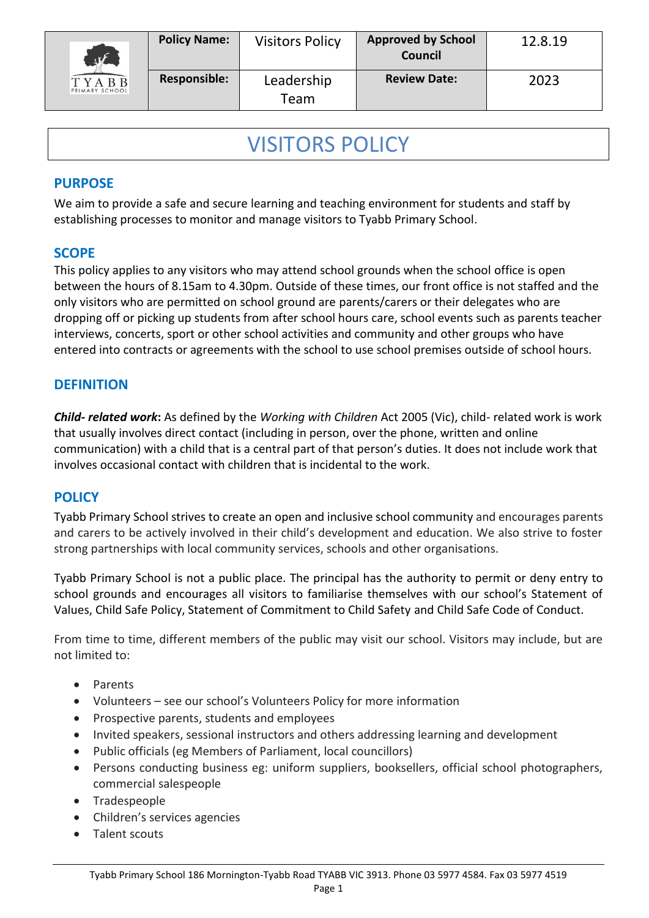| | Policy Name: | Visitors Policy | Approved by School Council | 12.8.19 |
|---|---|---|---|---|
| TYABB PRIMARY SCHOOL | Responsible: | Leadership Team | Review Date: | 2023 |

# VISITORS POLICY

## PURPOSE

We aim to provide a safe and secure learning and teaching environment for students and staff by establishing processes to monitor and manage visitors to Tyabb Primary School.

## SCOPE

This policy applies to any visitors who may attend school grounds when the school office is open between the hours of 8.15am to 4.30pm. Outside of these times, our front office is not staffed and the only visitors who are permitted on school ground are parents/carers or their delegates who are dropping off or picking up students from after school hours care, school events such as parents teacher interviews, concerts, sport or other school activities and community and other groups who have entered into contracts or agreements with the school to use school premises outside of school hours.

## DEFINITION

***Child- related work*:** As defined by the *Working with Children* Act 2005 (Vic), child- related work is work that usually involves direct contact (including in person, over the phone, written and online communication) with a child that is a central part of that person's duties. It does not include work that involves occasional contact with children that is incidental to the work.

## POLICY

Tyabb Primary School strives to create an open and inclusive school community and encourages parents and carers to be actively involved in their child's development and education. We also strive to foster strong partnerships with local community services, schools and other organisations.

Tyabb Primary School is not a public place. The principal has the authority to permit or deny entry to school grounds and encourages all visitors to familiarise themselves with our school's Statement of Values, Child Safe Policy, Statement of Commitment to Child Safety and Child Safe Code of Conduct.

From time to time, different members of the public may visit our school. Visitors may include, but are not limited to:

- Parents
- Volunteers – see our school's Volunteers Policy for more information
- Prospective parents, students and employees
- Invited speakers, sessional instructors and others addressing learning and development
- Public officials (eg Members of Parliament, local councillors)
- Persons conducting business eg: uniform suppliers, booksellers, official school photographers, commercial salespeople
- Tradespeople
- Children's services agencies
- Talent scouts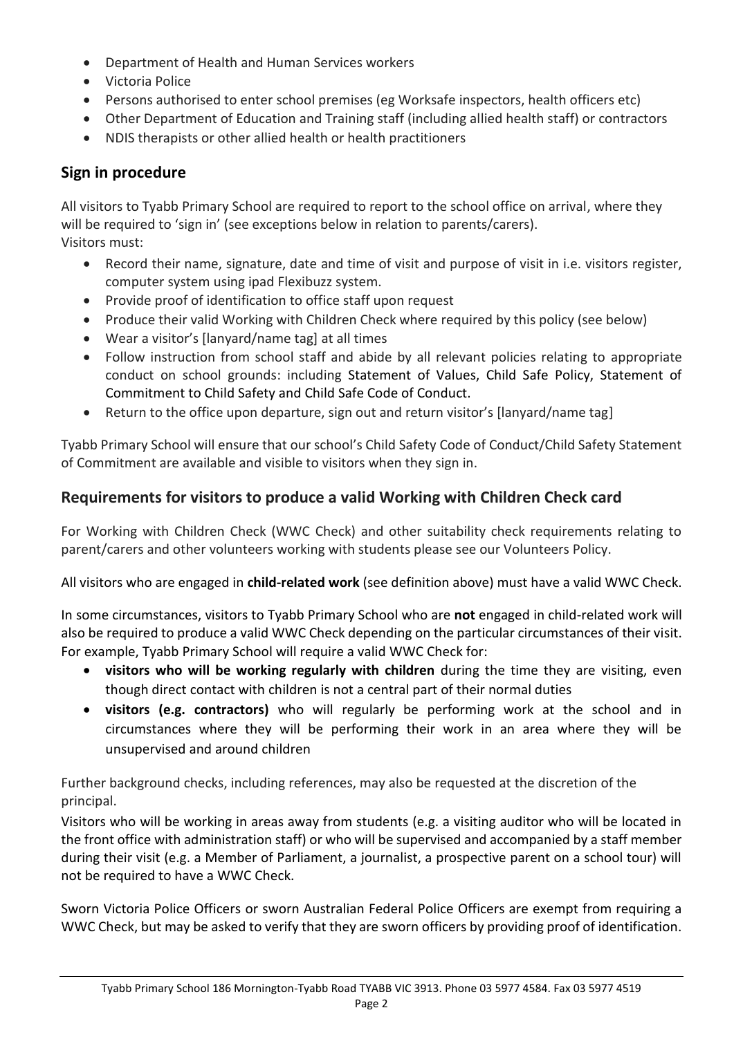- Department of Health and Human Services workers
- Victoria Police
- Persons authorised to enter school premises (eg Worksafe inspectors, health officers etc)
- Other Department of Education and Training staff (including allied health staff) or contractors
- NDIS therapists or other allied health or health practitioners

## Sign in procedure

All visitors to Tyabb Primary School are required to report to the school office on arrival, where they will be required to 'sign in' (see exceptions below in relation to parents/carers).
Visitors must:

- Record their name, signature, date and time of visit and purpose of visit in i.e. visitors register, computer system using ipad Flexibuzz system.
- Provide proof of identification to office staff upon request
- Produce their valid Working with Children Check where required by this policy (see below)
- Wear a visitor's [lanyard/name tag] at all times
- Follow instruction from school staff and abide by all relevant policies relating to appropriate conduct on school grounds: including Statement of Values, Child Safe Policy, Statement of Commitment to Child Safety and Child Safe Code of Conduct.
- Return to the office upon departure, sign out and return visitor's [lanyard/name tag]

Tyabb Primary School will ensure that our school's Child Safety Code of Conduct/Child Safety Statement of Commitment are available and visible to visitors when they sign in.

## Requirements for visitors to produce a valid Working with Children Check card

For Working with Children Check (WWC Check) and other suitability check requirements relating to parent/carers and other volunteers working with students please see our Volunteers Policy.

All visitors who are engaged in **child-related work** (see definition above) must have a valid WWC Check.

In some circumstances, visitors to Tyabb Primary School who are **not** engaged in child-related work will also be required to produce a valid WWC Check depending on the particular circumstances of their visit. For example, Tyabb Primary School will require a valid WWC Check for:

- **visitors who will be working regularly with children** during the time they are visiting, even though direct contact with children is not a central part of their normal duties
- **visitors (e.g. contractors)** who will regularly be performing work at the school and in circumstances where they will be performing their work in an area where they will be unsupervised and around children

Further background checks, including references, may also be requested at the discretion of the principal.

Visitors who will be working in areas away from students (e.g. a visiting auditor who will be located in the front office with administration staff) or who will be supervised and accompanied by a staff member during their visit (e.g. a Member of Parliament, a journalist, a prospective parent on a school tour) will not be required to have a WWC Check.

Sworn Victoria Police Officers or sworn Australian Federal Police Officers are exempt from requiring a WWC Check, but may be asked to verify that they are sworn officers by providing proof of identification.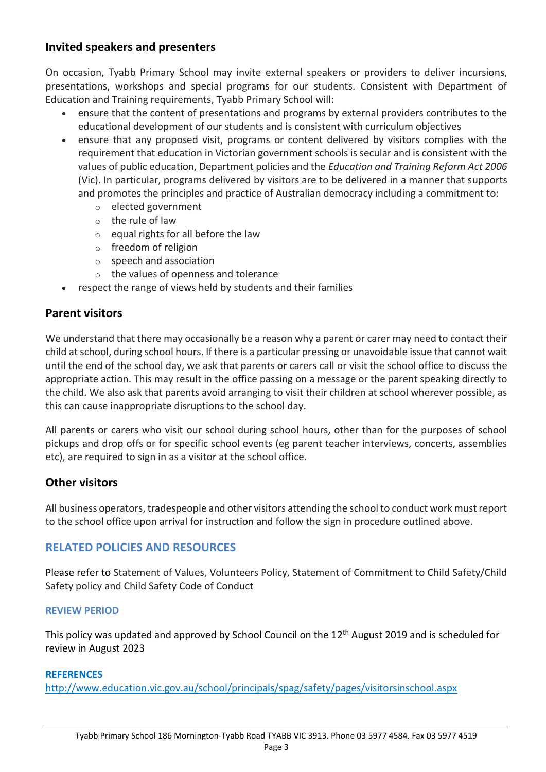## Invited speakers and presenters

On occasion, Tyabb Primary School may invite external speakers or providers to deliver incursions, presentations, workshops and special programs for our students. Consistent with Department of Education and Training requirements, Tyabb Primary School will:

- ensure that the content of presentations and programs by external providers contributes to the educational development of our students and is consistent with curriculum objectives
- ensure that any proposed visit, programs or content delivered by visitors complies with the requirement that education in Victorian government schools is secular and is consistent with the values of public education, Department policies and the *Education and Training Reform Act 2006* (Vic). In particular, programs delivered by visitors are to be delivered in a manner that supports and promotes the principles and practice of Australian democracy including a commitment to:
    - elected government
    - the rule of law
    - equal rights for all before the law
    - freedom of religion
    - speech and association
    - the values of openness and tolerance
- respect the range of views held by students and their families

## Parent visitors

We understand that there may occasionally be a reason why a parent or carer may need to contact their child at school, during school hours. If there is a particular pressing or unavoidable issue that cannot wait until the end of the school day, we ask that parents or carers call or visit the school office to discuss the appropriate action. This may result in the office passing on a message or the parent speaking directly to the child. We also ask that parents avoid arranging to visit their children at school wherever possible, as this can cause inappropriate disruptions to the school day.

All parents or carers who visit our school during school hours, other than for the purposes of school pickups and drop offs or for specific school events (eg parent teacher interviews, concerts, assemblies etc), are required to sign in as a visitor at the school office.

## Other visitors

All business operators, tradespeople and other visitors attending the school to conduct work must report to the school office upon arrival for instruction and follow the sign in procedure outlined above.

## RELATED POLICIES AND RESOURCES

Please refer to Statement of Values, Volunteers Policy, Statement of Commitment to Child Safety/Child Safety policy and Child Safety Code of Conduct

### REVIEW PERIOD

This policy was updated and approved by School Council on the 12th August 2019 and is scheduled for review in August 2023

### REFERENCES

http://www.education.vic.gov.au/school/principals/spag/safety/pages/visitorsinschool.aspx